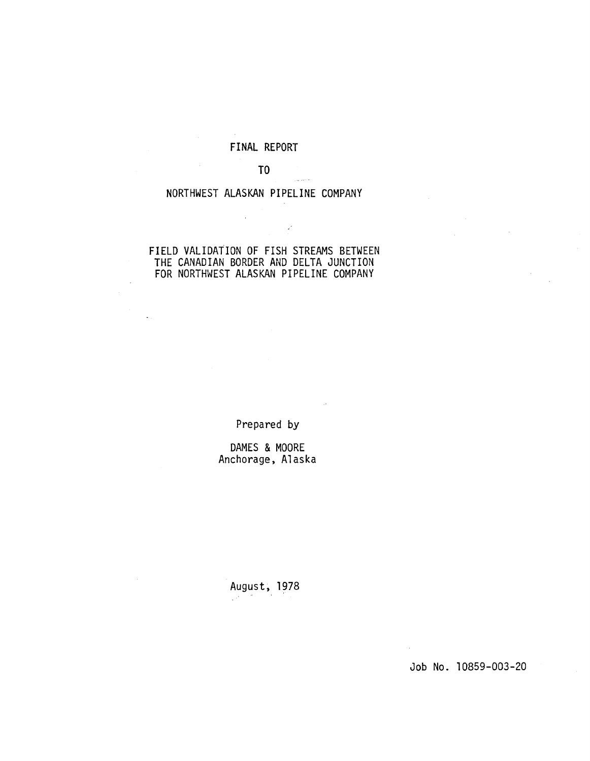# FINAL REPORT

TO

NORTHWEST ALASKAN PIPELINE COMPANY

## FIELD VALIDATION OF FISH STREAMS BETWEEN THE CANADIAN BORDER AND DELTA JUNCTION FOR NORTHWEST ALASKAN PIPELINE COMPANY

Prepared by

DAMES & MOORE
Anchorage, Alaska

August, 1978

Job No. 10859-003-20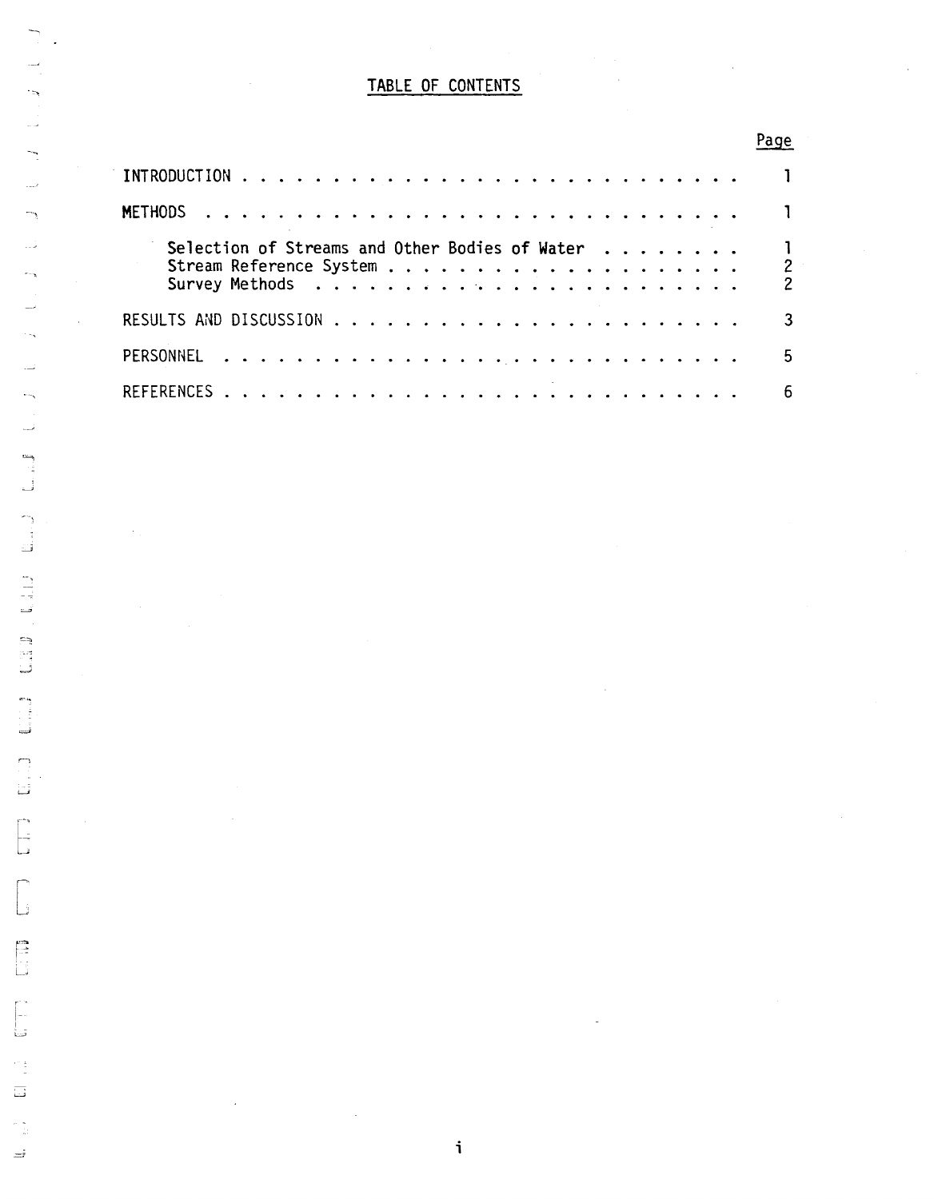# TABLE OF CONTENTS

| | Page |
|---|---|
| INTRODUCTION | 1 |
| METHODS | 1 |
| Selection of Streams and Other Bodies of Water | 1 |
| Stream Reference System | 2 |
| Survey Methods | 2 |
| RESULTS AND DISCUSSION | 3 |
| PERSONNEL | 5 |
| REFERENCES | 6 |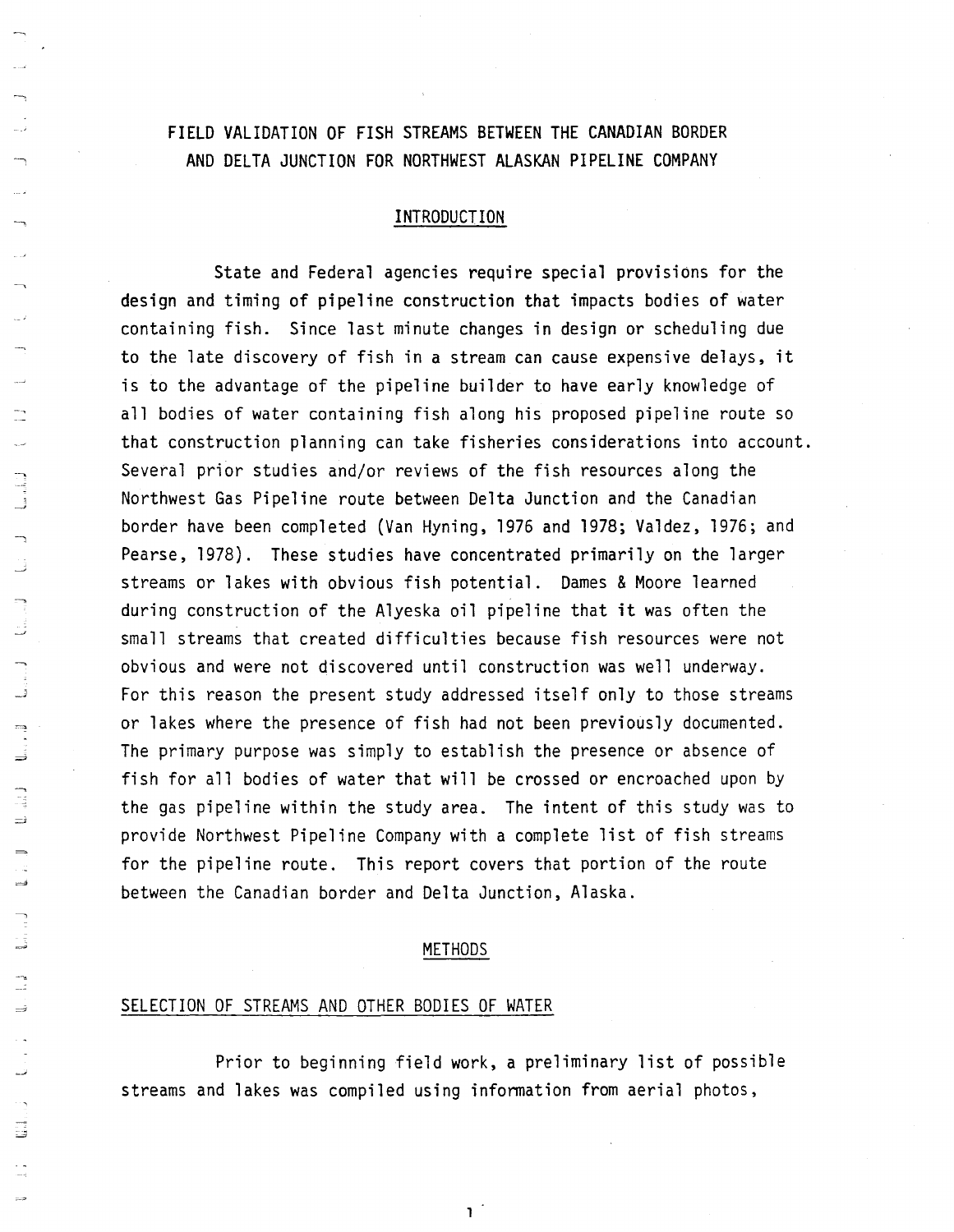# FIELD VALIDATION OF FISH STREAMS BETWEEN THE CANADIAN BORDER AND DELTA JUNCTION FOR NORTHWEST ALASKAN PIPELINE COMPANY

## INTRODUCTION

State and Federal agencies require special provisions for the design and timing of pipeline construction that impacts bodies of water containing fish. Since last minute changes in design or scheduling due to the late discovery of fish in a stream can cause expensive delays, it is to the advantage of the pipeline builder to have early knowledge of all bodies of water containing fish along his proposed pipeline route so that construction planning can take fisheries considerations into account. Several prior studies and/or reviews of the fish resources along the Northwest Gas Pipeline route between Delta Junction and the Canadian border have been completed (Van Hyning, 1976 and 1978; Valdez, 1976; and Pearse, 1978). These studies have concentrated primarily on the larger streams or lakes with obvious fish potential. Dames & Moore learned during construction of the Alyeska oil pipeline that it was often the small streams that created difficulties because fish resources were not obvious and were not discovered until construction was well underway. For this reason the present study addressed itself only to those streams or lakes where the presence of fish had not been previously documented. The primary purpose was simply to establish the presence or absence of fish for all bodies of water that will be crossed or encroached upon by the gas pipeline within the study area. The intent of this study was to provide Northwest Pipeline Company with a complete list of fish streams for the pipeline route. This report covers that portion of the route between the Canadian border and Delta Junction, Alaska.

## METHODS

### SELECTION OF STREAMS AND OTHER BODIES OF WATER

Prior to beginning field work, a preliminary list of possible streams and lakes was compiled using information from aerial photos,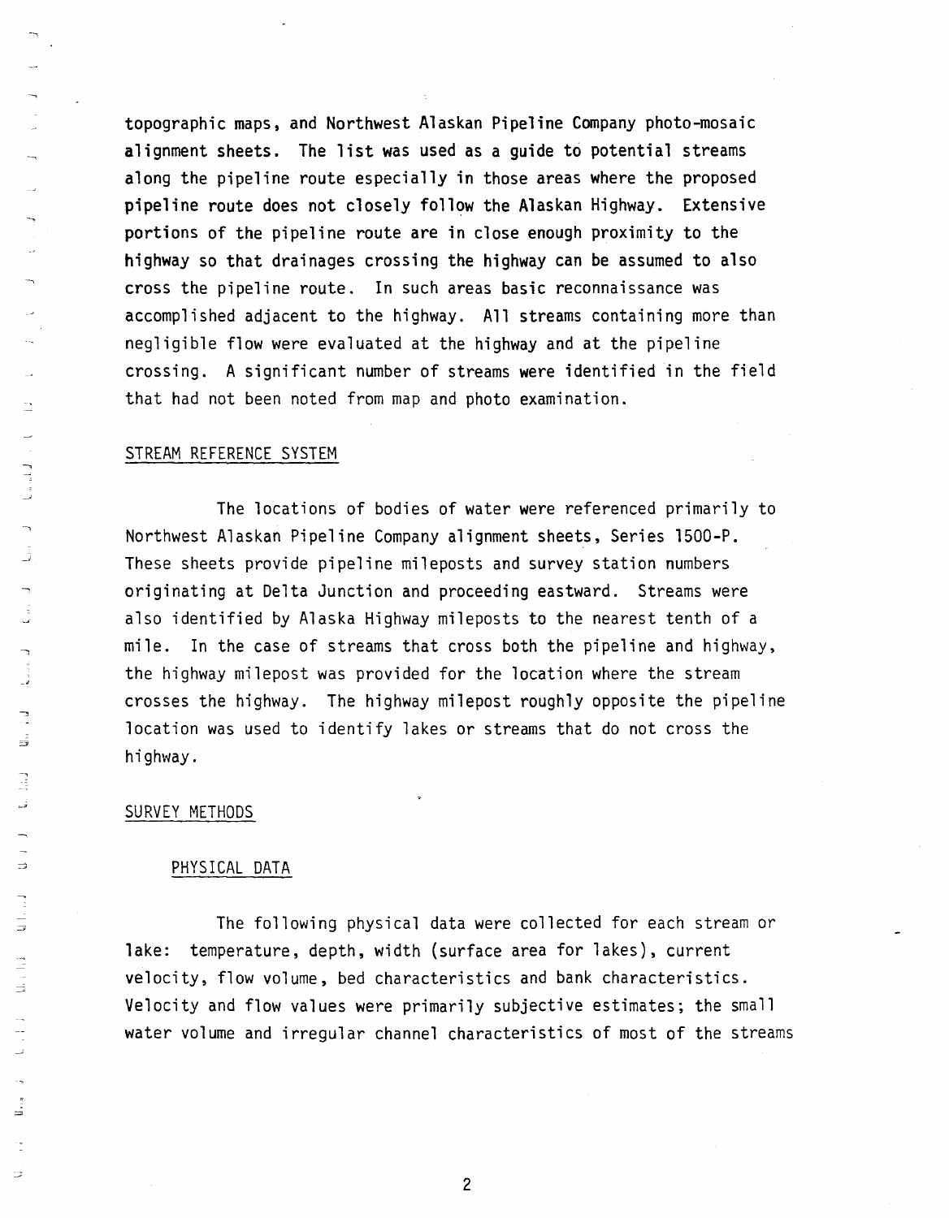topographic maps, and Northwest Alaskan Pipeline Company photo-mosaic alignment sheets. The list was used as a guide to potential streams along the pipeline route especially in those areas where the proposed pipeline route does not closely follow the Alaskan Highway. Extensive portions of the pipeline route are in close enough proximity to the highway so that drainages crossing the highway can be assumed to also cross the pipeline route. In such areas basic reconnaissance was accomplished adjacent to the highway. All streams containing more than negligible flow were evaluated at the highway and at the pipeline crossing. A significant number of streams were identified in the field that had not been noted from map and photo examination.

## STREAM REFERENCE SYSTEM

The locations of bodies of water were referenced primarily to Northwest Alaskan Pipeline Company alignment sheets, Series 1500-P. These sheets provide pipeline mileposts and survey station numbers originating at Delta Junction and proceeding eastward. Streams were also identified by Alaska Highway mileposts to the nearest tenth of a mile. In the case of streams that cross both the pipeline and highway, the highway milepost was provided for the location where the stream crosses the highway. The highway milepost roughly opposite the pipeline location was used to identify lakes or streams that do not cross the highway.

## SURVEY METHODS

### PHYSICAL DATA

The following physical data were collected for each stream or lake: temperature, depth, width (surface area for lakes), current velocity, flow volume, bed characteristics and bank characteristics. Velocity and flow values were primarily subjective estimates; the small water volume and irregular channel characteristics of most of the streams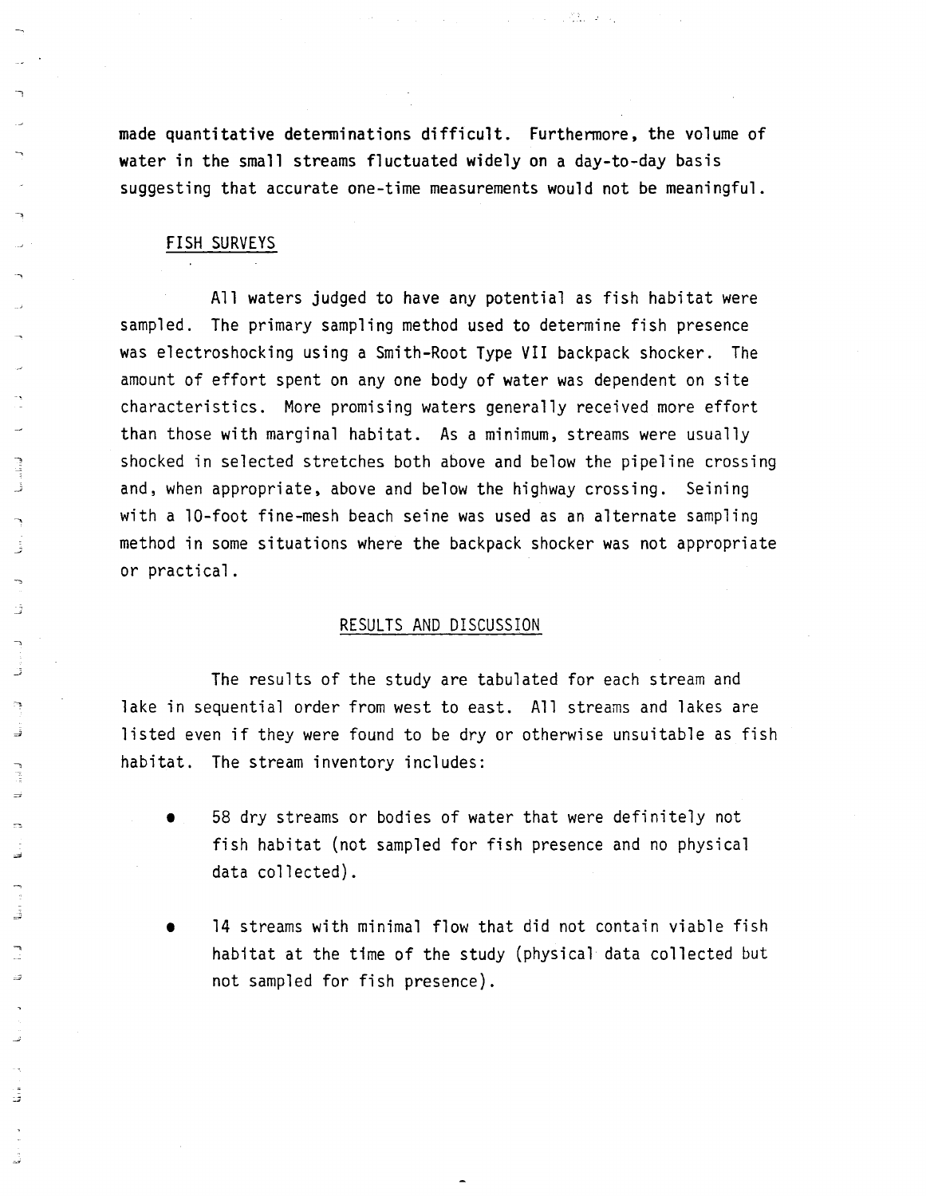made quantitative determinations difficult. Furthermore, the volume of water in the small streams fluctuated widely on a day-to-day basis suggesting that accurate one-time measurements would not be meaningful.

### FISH SURVEYS

All waters judged to have any potential as fish habitat were sampled. The primary sampling method used to determine fish presence was electroshocking using a Smith-Root Type VII backpack shocker. The amount of effort spent on any one body of water was dependent on site characteristics. More promising waters generally received more effort than those with marginal habitat. As a minimum, streams were usually shocked in selected stretches both above and below the pipeline crossing and, when appropriate, above and below the highway crossing. Seining with a 10-foot fine-mesh beach seine was used as an alternate sampling method in some situations where the backpack shocker was not appropriate or practical.

## RESULTS AND DISCUSSION

The results of the study are tabulated for each stream and lake in sequential order from west to east. All streams and lakes are listed even if they were found to be dry or otherwise unsuitable as fish habitat. The stream inventory includes:

- 58 dry streams or bodies of water that were definitely not fish habitat (not sampled for fish presence and no physical data collected).
- 14 streams with minimal flow that did not contain viable fish habitat at the time of the study (physical data collected but not sampled for fish presence).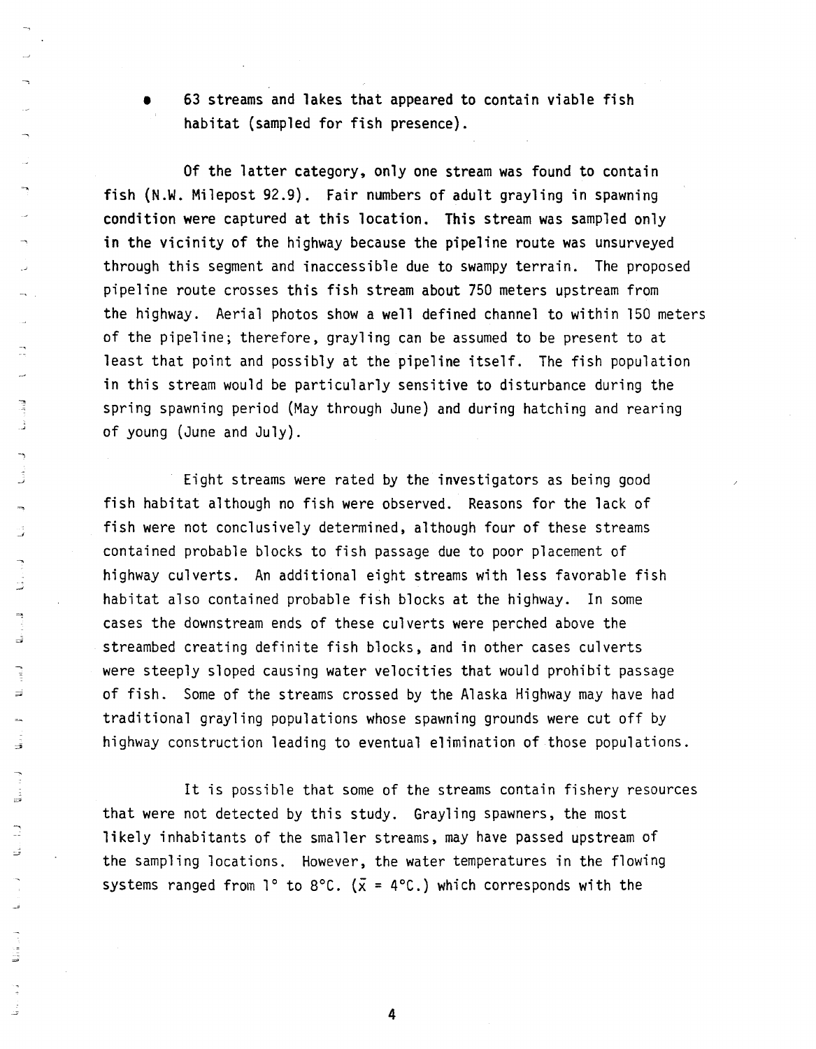- 63 streams and lakes that appeared to contain viable fish habitat (sampled for fish presence).

Of the latter category, only one stream was found to contain fish (N.W. Milepost 92.9). Fair numbers of adult grayling in spawning condition were captured at this location. This stream was sampled only in the vicinity of the highway because the pipeline route was unsurveyed through this segment and inaccessible due to swampy terrain. The proposed pipeline route crosses this fish stream about 750 meters upstream from the highway. Aerial photos show a well defined channel to within 150 meters of the pipeline; therefore, grayling can be assumed to be present to at least that point and possibly at the pipeline itself. The fish population in this stream would be particularly sensitive to disturbance during the spring spawning period (May through June) and during hatching and rearing of young (June and July).

Eight streams were rated by the investigators as being good fish habitat although no fish were observed. Reasons for the lack of fish were not conclusively determined, although four of these streams contained probable blocks to fish passage due to poor placement of highway culverts. An additional eight streams with less favorable fish habitat also contained probable fish blocks at the highway. In some cases the downstream ends of these culverts were perched above the streambed creating definite fish blocks, and in other cases culverts were steeply sloped causing water velocities that would prohibit passage of fish. Some of the streams crossed by the Alaska Highway may have had traditional grayling populations whose spawning grounds were cut off by highway construction leading to eventual elimination of those populations.

It is possible that some of the streams contain fishery resources that were not detected by this study. Grayling spawners, the most likely inhabitants of the smaller streams, may have passed upstream of the sampling locations. However, the water temperatures in the flowing systems ranged from 1° to 8°C. ($\bar{x}$ = 4°C.) which corresponds with the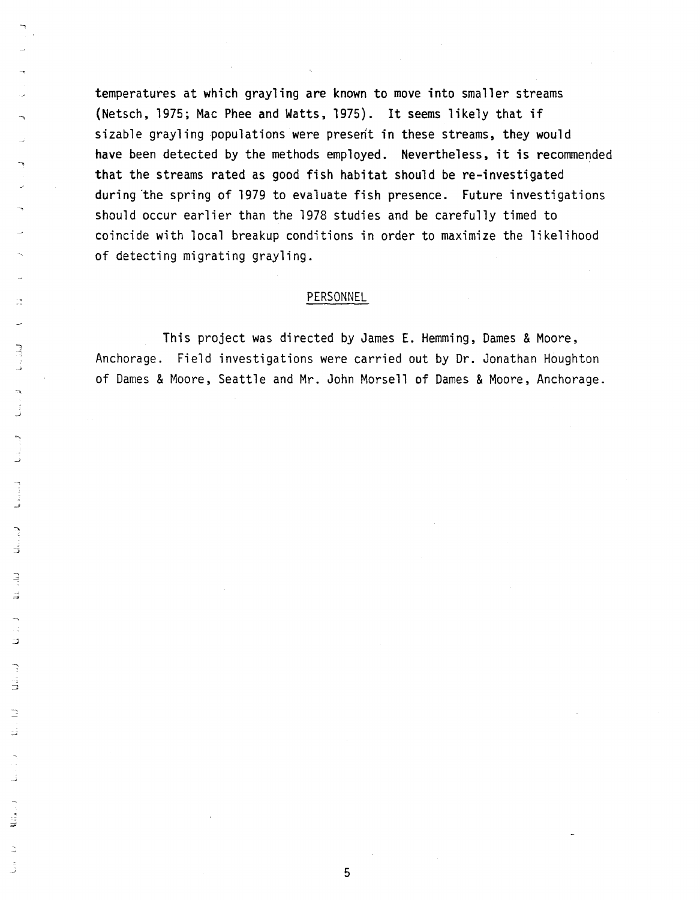temperatures at which grayling are known to move into smaller streams (Netsch, 1975; Mac Phee and Watts, 1975). It seems likely that if sizable grayling populations were present in these streams, they would have been detected by the methods employed. Nevertheless, it is recommended that the streams rated as good fish habitat should be re-investigated during the spring of 1979 to evaluate fish presence. Future investigations should occur earlier than the 1978 studies and be carefully timed to coincide with local breakup conditions in order to maximize the likelihood of detecting migrating grayling.

## PERSONNEL

This project was directed by James E. Hemming, Dames & Moore, Anchorage. Field investigations were carried out by Dr. Jonathan Houghton of Dames & Moore, Seattle and Mr. John Morsell of Dames & Moore, Anchorage.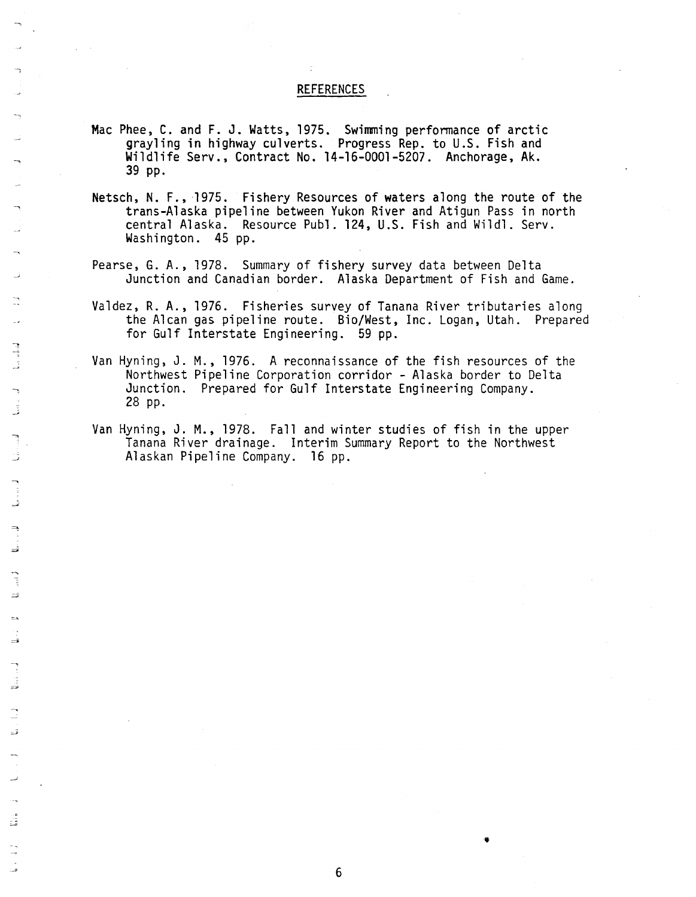## REFERENCES

Mac Phee, C. and F. J. Watts, 1975. Swimming performance of arctic grayling in highway culverts. Progress Rep. to U.S. Fish and Wildlife Serv., Contract No. 14-16-0001-5207. Anchorage, Ak. 39 pp.

Netsch, N. F., 1975. Fishery Resources of waters along the route of the trans-Alaska pipeline between Yukon River and Atigun Pass in north central Alaska. Resource Publ. 124, U.S. Fish and Wildl. Serv. Washington. 45 pp.

Pearse, G. A., 1978. Summary of fishery survey data between Delta Junction and Canadian border. Alaska Department of Fish and Game.

Valdez, R. A., 1976. Fisheries survey of Tanana River tributaries along the Alcan gas pipeline route. Bio/West, Inc. Logan, Utah. Prepared for Gulf Interstate Engineering. 59 pp.

Van Hyning, J. M., 1976. A reconnaissance of the fish resources of the Northwest Pipeline Corporation corridor - Alaska border to Delta Junction. Prepared for Gulf Interstate Engineering Company. 28 pp.

Van Hyning, J. M., 1978. Fall and winter studies of fish in the upper Tanana River drainage. Interim Summary Report to the Northwest Alaskan Pipeline Company. 16 pp.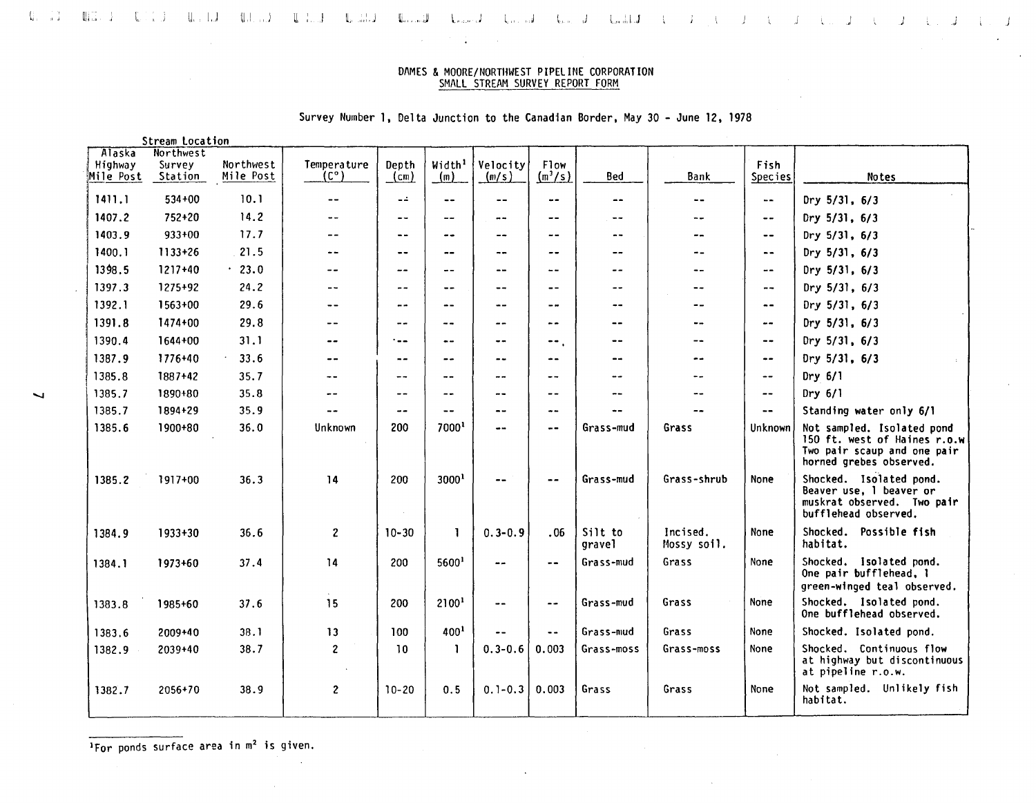DAMES & MOORE/NORTHWEST PIPELINE CORPORATION
SMALL STREAM SURVEY REPORT FORM

Survey Number 1, Delta Junction to the Canadian Border, May 30 - June 12, 1978

| Stream Location | | | | | | | | | | | |
|---|---|---|---|---|---|---|---|---|---|---|---|
| Alaska Highway Mile Post | Northwest Survey Station | Northwest Mile Post | Temperature (C°) | Depth (cm) | Width[1] (m) | Velocity (m/s) | Flow ($m^3/s$) | Bed | Bank | Fish Species | Notes |
| 1411.1 | 534+00 | 10.1 | -- | -- | -- | -- | -- | -- | -- | -- | Dry 5/31, 6/3 |
| 1407.2 | 752+20 | 14.2 | -- | -- | -- | -- | -- | -- | -- | -- | Dry 5/31, 6/3 |
| 1403.9 | 933+00 | 17.7 | -- | -- | -- | -- | -- | -- | -- | -- | Dry 5/31, 6/3 |
| 1400.1 | 1133+26 | 21.5 | -- | -- | -- | -- | -- | -- | -- | -- | Dry 5/31, 6/3 |
| 1398.5 | 1217+40 | 23.0 | -- | -- | -- | -- | -- | -- | -- | -- | Dry 5/31, 6/3 |
| 1397.3 | 1275+92 | 24.2 | -- | -- | -- | -- | -- | -- | -- | -- | Dry 5/31, 6/3 |
| 1392.1 | 1563+00 | 29.6 | -- | -- | -- | -- | -- | -- | -- | -- | Dry 5/31, 6/3 |
| 1391.8 | 1474+00 | 29.8 | -- | -- | -- | -- | -- | -- | -- | -- | Dry 5/31, 6/3 |
| 1390.4 | 1644+00 | 31.1 | -- | -- | -- | -- | -- | -- | -- | -- | Dry 5/31, 6/3 |
| 1387.9 | 1776+40 | 33.6 | -- | -- | -- | -- | -- | -- | -- | -- | Dry 5/31, 6/3 |
| 1385.8 | 1887+42 | 35.7 | -- | -- | -- | -- | -- | -- | -- | -- | Dry 6/1 |
| 1385.7 | 1890+80 | 35.8 | -- | -- | -- | -- | -- | -- | -- | -- | Dry 6/1 |
| 1385.7 | 1894+29 | 35.9 | -- | -- | -- | -- | -- | -- | -- | -- | Standing water only 6/1 |
| 1385.6 | 1900+80 | 36.0 | Unknown | 200 | 7000[1] | -- | -- | Grass-mud | Grass | Unknown | Not sampled. Isolated pond 150 ft. west of Haines r.o.w. Two pair scaup and one pair horned grebes observed. |
| 1385.2 | 1917+00 | 36.3 | 14 | 200 | 3000[1] | -- | -- | Grass-mud | Grass-shrub | None | Shocked. Isolated pond. Beaver use, 1 beaver or muskrat observed. Two pair bufflehead observed. |
| 1384.9 | 1933+30 | 36.6 | 2 | 10-30 | 1 | 0.3-0.9 | .06 | Silt to gravel | Incised. Mossy soil. | None | Shocked. Possible fish habitat. |
| 1384.1 | 1973+60 | 37.4 | 14 | 200 | 5600[1] | -- | -- | Grass-mud | Grass | None | Shocked. Isolated pond. One pair bufflehead, 1 green-winged teal observed. |
| 1383.8 | 1985+60 | 37.6 | 15 | 200 | 2100[1] | -- | -- | Grass-mud | Grass | None | Shocked. Isolated pond. One bufflehead observed. |
| 1383.6 | 2009+40 | 38.1 | 13 | 100 | 400[1] | -- | -- | Grass-mud | Grass | None | Shocked. Isolated pond. |
| 1382.9 | 2039+40 | 38.7 | 2 | 10 | 1 | 0.3-0.6 | 0.003 | Grass-moss | Grass-moss | None | Shocked. Continuous flow at highway but discontinuous at pipeline r.o.w. |
| 1382.7 | 2056+70 | 38.9 | 2 | 10-20 | 0.5 | 0.1-0.3 | 0.003 | Grass | Grass | None | Not sampled. Unlikely fish habitat. |

[1]For ponds surface area in $m^2$ is given.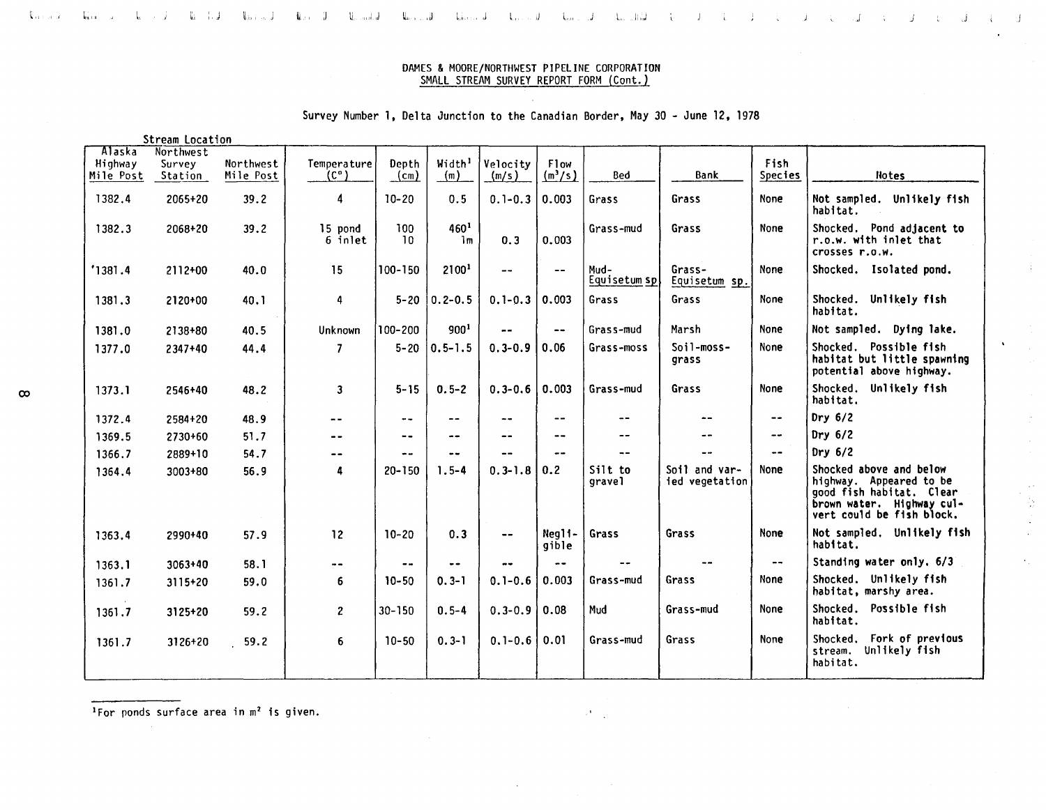DAMES & MOORE/NORTHWEST PIPELINE CORPORATION

SMALL STREAM SURVEY REPORT FORM (Cont.)

Survey Number 1, Delta Junction to the Canadian Border, May 30 - June 12, 1978

| Stream Location | | | | | | | | | | | |
|---|---|---|---|---|---|---|---|---|---|---|---|
| Alaska Highway Mile Post | Northwest Survey Station | Northwest Mile Post | Temperature (C°) | Depth (cm) | Width[1] (m) | Velocity (m/s) | Flow (m³/s) | Bed | Bank | Fish Species | Notes |
| 1382.4 | 2065+20 | 39.2 | 4 | 10-20 | 0.5 | 0.1-0.3 | 0.003 | Grass | Grass | None | Not sampled. Unlikely fish habitat. |
| 1382.3 | 2068+20 | 39.2 | 15 pond<br>6 inlet | 100<br>10 | 460[1]<br>1m | 0.3 | 0.003 | Grass-mud | Grass | None | Shocked. Pond adjacent to r.o.w. with inlet that crosses r.o.w. |
| '1381.4 | 2112+00 | 40.0 | 15 | 100-150 | 2100[1] | -- | -- | Mud-*Equisetum* sp. | Grass-*Equisetum* sp. | None | Shocked. Isolated pond. |
| 1381.3 | 2120+00 | 40.1 | 4 | 5-20 | 0.2-0.5 | 0.1-0.3 | 0.003 | Grass | Grass | None | Shocked. Unlikely fish habitat. |
| 1381.0 | 2138+80 | 40.5 | Unknown | 100-200 | 900[1] | -- | -- | Grass-mud | Marsh | None | Not sampled. Dying lake. |
| 1377.0 | 2347+40 | 44.4 | 7 | 5-20 | 0.5-1.5 | 0.3-0.9 | 0.06 | Grass-moss | Soil-moss-grass | None | Shocked. Possible fish habitat but little spawning potential above highway. |
| 1373.1 | 2546+40 | 48.2 | 3 | 5-15 | 0.5-2 | 0.3-0.6 | 0.003 | Grass-mud | Grass | None | Shocked. Unlikely fish habitat. |
| 1372.4 | 2584+20 | 48.9 | -- | -- | -- | -- | -- | -- | -- | -- | Dry 6/2 |
| 1369.5 | 2730+60 | 51.7 | -- | -- | -- | -- | -- | -- | -- | -- | Dry 6/2 |
| 1366.7 | 2889+10 | 54.7 | -- | -- | -- | -- | -- | -- | -- | -- | Dry 6/2 |
| 1364.4 | 3003+80 | 56.9 | 4 | 20-150 | 1.5-4 | 0.3-1.8 | 0.2 | Silt to gravel | Soil and varied vegetation | None | Shocked above and below highway. Appeared to be good fish habitat. Clear brown water. Highway culvert could be fish block. |
| 1363.4 | 2990+40 | 57.9 | 12 | 10-20 | 0.3 | -- | Negligible | Grass | Grass | None | Not sampled. Unlikely fish habitat. |
| 1363.1 | 3063+40 | 58.1 | -- | -- | -- | -- | -- | -- | -- | -- | Standing water only. 6/3 |
| 1361.7 | 3115+20 | 59.0 | 6 | 10-50 | 0.3-1 | 0.1-0.6 | 0.003 | Grass-mud | Grass | None | Shocked. Unlikely fish habitat, marshy area. |
| 1361.7 | 3125+20 | 59.2 | 2 | 30-150 | 0.5-4 | 0.3-0.9 | 0.08 | Mud | Grass-mud | None | Shocked. Possible fish habitat. |
| 1361.7 | 3126+20 | 59.2 | 6 | 10-50 | 0.3-1 | 0.1-0.6 | 0.01 | Grass-mud | Grass | None | Shocked. Fork of previous stream. Unlikely fish habitat. |

[1]For ponds surface area in m² is given.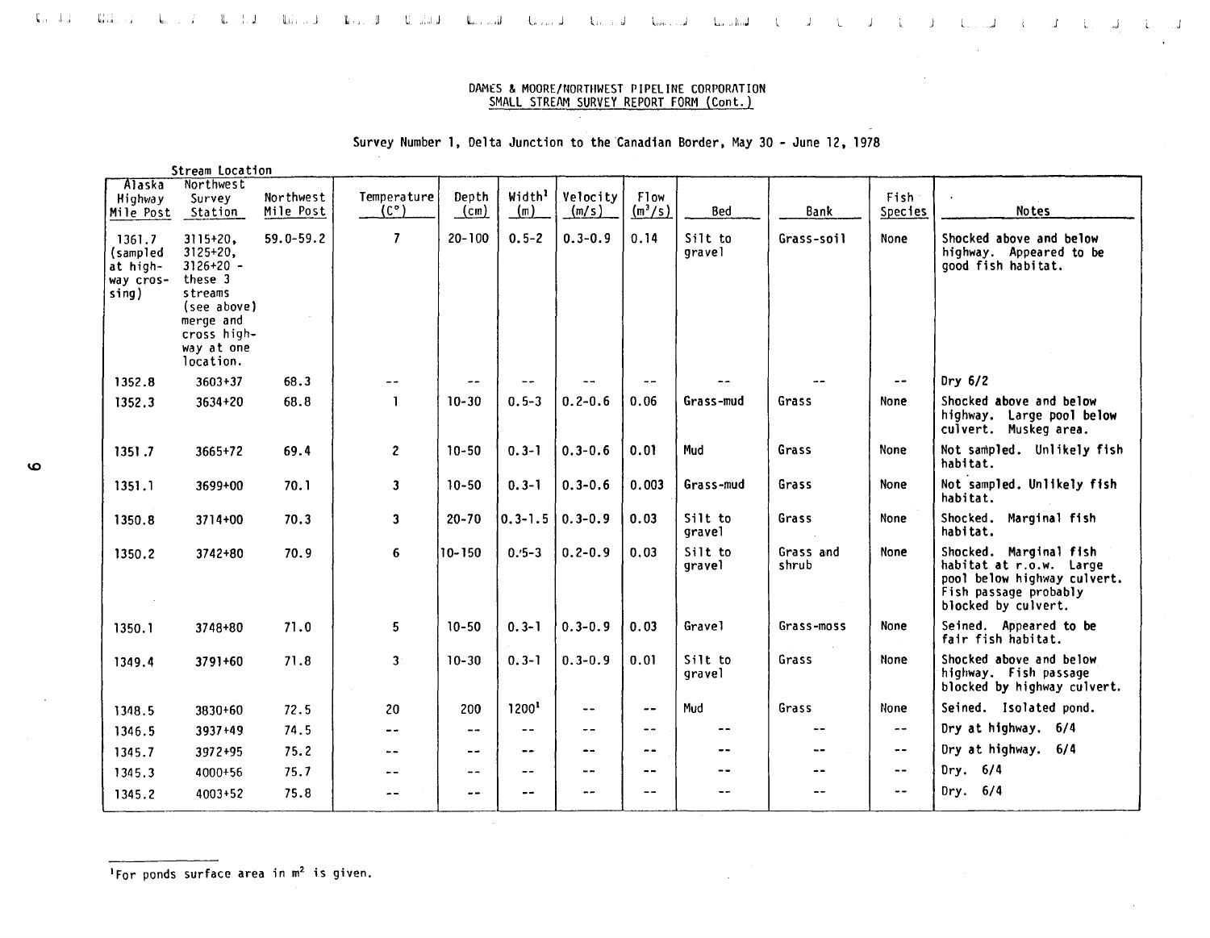DAMES & MOORE/NORTHWEST PIPELINE CORPORATION
SMALL STREAM SURVEY REPORT FORM (Cont.)

Survey Number 1, Delta Junction to the Canadian Border, May 30 - June 12, 1978

| Stream Location | | | | | | | | | | | |
|---|---|---|---|---|---|---|---|---|---|---|---|
| Alaska Highway Mile Post | Northwest Survey Station | Northwest Mile Post | Temperature (C°) | Depth (cm) | Width[1] (m) | Velocity (m/s) | Flow ($m^3/s$) | Bed | Bank | Fish Species | Notes |
| 1361.7 (sampled at highway crossing) | 3115+20, 3125+20, 3126+20 - these 3 streams (see above) merge and cross highway at one location. | 59.0-59.2 | 7 | 20-100 | 0.5-2 | 0.3-0.9 | 0.14 | Silt to gravel | Grass-soil | None | Shocked above and below highway. Appeared to be good fish habitat. |
| 1352.8 | 3603+37 | 68.3 | -- | -- | -- | -- | -- | -- | -- | -- | Dry 6/2 |
| 1352.3 | 3634+20 | 68.8 | 1 | 10-30 | 0.5-3 | 0.2-0.6 | 0.06 | Grass-mud | Grass | None | Shocked above and below highway. Large pool below culvert. Muskeg area. |
| 1351.7 | 3665+72 | 69.4 | 2 | 10-50 | 0.3-1 | 0.3-0.6 | 0.01 | Mud | Grass | None | Not sampled. Unlikely fish habitat. |
| 1351.1 | 3699+00 | 70.1 | 3 | 10-50 | 0.3-1 | 0.3-0.6 | 0.003 | Grass-mud | Grass | None | Not sampled. Unlikely fish habitat. |
| 1350.8 | 3714+00 | 70.3 | 3 | 20-70 | 0.3-1.5 | 0.3-0.9 | 0.03 | Silt to gravel | Grass | None | Shocked. Marginal fish habitat. |
| 1350.2 | 3742+80 | 70.9 | 6 | 10-150 | 0.5-3 | 0.2-0.9 | 0.03 | Silt to gravel | Grass and shrub | None | Shocked. Marginal fish habitat at r.o.w. Large pool below highway culvert. Fish passage probably blocked by culvert. |
| 1350.1 | 3748+80 | 71.0 | 5 | 10-50 | 0.3-1 | 0.3-0.9 | 0.03 | Gravel | Grass-moss | None | Seined. Appeared to be fair fish habitat. |
| 1349.4 | 3791+60 | 71.8 | 3 | 10-30 | 0.3-1 | 0.3-0.9 | 0.01 | Silt to gravel | Grass | None | Shocked above and below highway. Fish passage blocked by highway culvert. |
| 1348.5 | 3830+60 | 72.5 | 20 | 200 | 1200[1] | -- | -- | Mud | Grass | None | Seined. Isolated pond. |
| 1346.5 | 3937+49 | 74.5 | -- | -- | -- | -- | -- | -- | -- | -- | Dry at highway. 6/4 |
| 1345.7 | 3972+95 | 75.2 | -- | -- | -- | -- | -- | -- | -- | -- | Dry at highway. 6/4 |
| 1345.3 | 4000+56 | 75.7 | -- | -- | -- | -- | -- | -- | -- | -- | Dry. 6/4 |
| 1345.2 | 4003+52 | 75.8 | -- | -- | -- | -- | -- | -- | -- | -- | Dry. 6/4 |

[1]For ponds surface area in $m^2$ is given.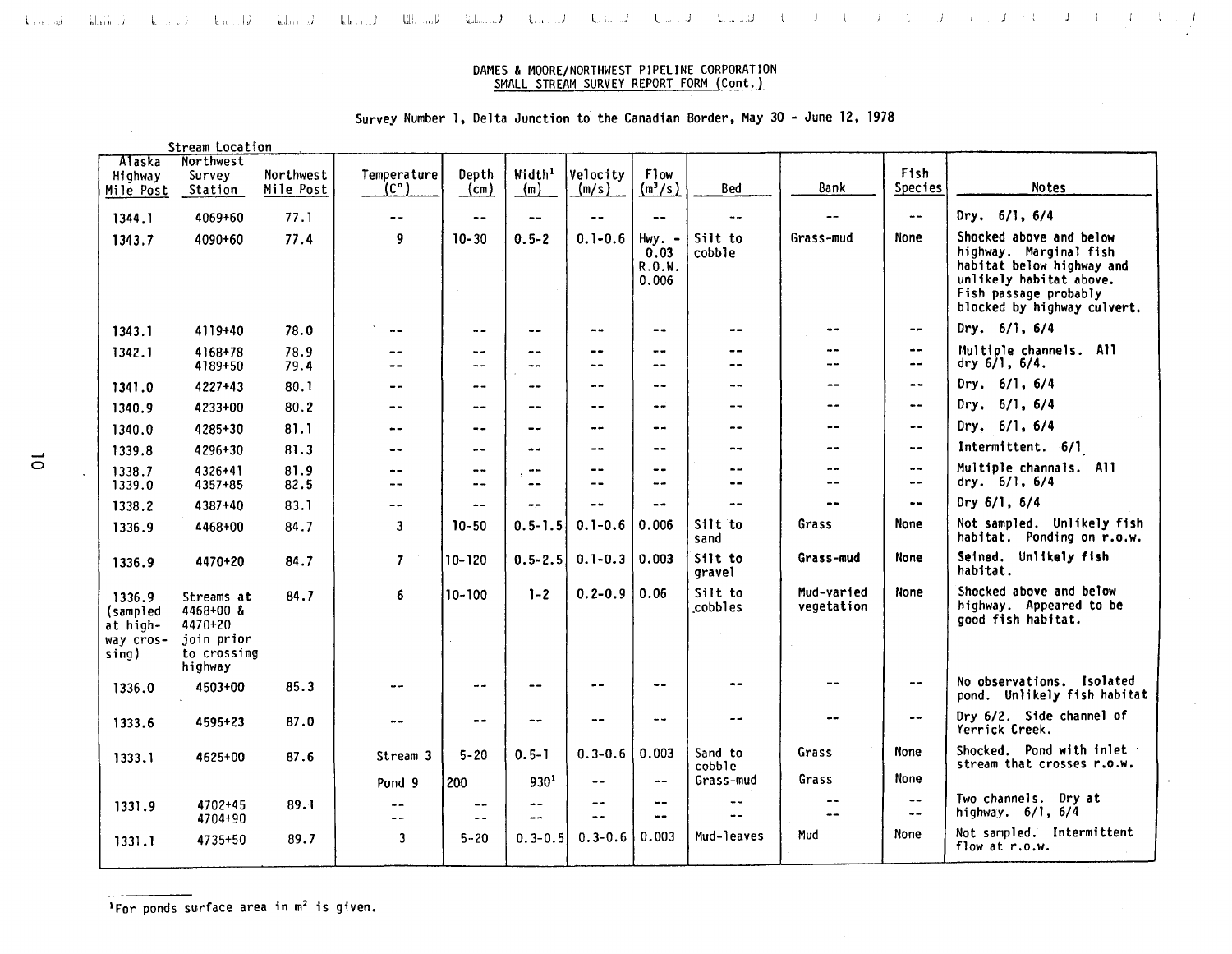DAMES & MOORE/NORTHWEST PIPELINE CORPORATION
SMALL STREAM SURVEY REPORT FORM (Cont.)

Survey Number 1, Delta Junction to the Canadian Border, May 30 - June 12, 1978

| Stream Location | | | | | | | | | | | |
|---|---|---|---|---|---|---|---|---|---|---|---|
| Alaska Highway Mile Post | Northwest Survey Station | Northwest Mile Post | Temperature (C°) | Depth (cm) | Width[1] (m) | Velocity (m/s) | Flow ($m^3/s$) | Bed | Bank | Fish Species | Notes |
| 1344.1 | 4069+60 | 77.1 | -- | -- | -- | -- | -- | -- | -- | -- | Dry. 6/1, 6/4 |
| 1343.7 | 4090+60 | 77.4 | 9 | 10-30 | 0.5-2 | 0.1-0.6 | Hwy. - 0.03 R.O.W. 0.006 | Silt to cobble | Grass-mud | None | Shocked above and below highway. Marginal fish habitat below highway and unlikely habitat above. Fish passage probably blocked by highway culvert. |
| 1343.1 | 4119+40 | 78.0 | -- | -- | -- | -- | -- | -- | -- | -- | Dry. 6/1, 6/4 |
| 1342.1 | 4168+78<br>4189+50 | 78.9<br>79.4 | --<br>-- | --<br>-- | --<br>-- | --<br>-- | --<br>-- | --<br>-- | --<br>-- | --<br>-- | Multiple channels. All dry 6/1, 6/4. |
| 1341.0 | 4227+43 | 80.1 | -- | -- | -- | -- | -- | -- | -- | -- | Dry. 6/1, 6/4 |
| 1340.9 | 4233+00 | 80.2 | -- | -- | -- | -- | -- | -- | -- | -- | Dry. 6/1, 6/4 |
| 1340.0 | 4285+30 | 81.1 | -- | -- | -- | -- | -- | -- | -- | -- | Dry. 6/1, 6/4 |
| 1339.8 | 4296+30 | 81.3 | -- | -- | -- | -- | -- | -- | -- | -- | Intermittent. 6/1 |
| 1338.7<br>1339.0 | 4326+41<br>4357+85 | 81.9<br>82.5 | --<br>-- | --<br>-- | --<br>-- | --<br>-- | --<br>-- | --<br>-- | --<br>-- | --<br>-- | Multiple channals. All dry. 6/1, 6/4 |
| 1338.2 | 4387+40 | 83.1 | -- | -- | -- | -- | -- | -- | -- | -- | Dry 6/1, 6/4 |
| 1336.9 | 4468+00 | 84.7 | 3 | 10-50 | 0.5-1.5 | 0.1-0.6 | 0.006 | Silt to sand | Grass | None | Not sampled. Unlikely fish habitat. Ponding on r.o.w. |
| 1336.9 | 4470+20 | 84.7 | 7 | 10-120 | 0.5-2.5 | 0.1-0.3 | 0.003 | Silt to gravel | Grass-mud | None | Seined. Unlikely fish habitat. |
| 1336.9 (sampled at highway crossing) | Streams at 4468+00 & 4470+20 join prior to crossing highway | 84.7 | 6 | 10-100 | 1-2 | 0.2-0.9 | 0.06 | Silt to cobbles | Mud-varied vegetation | None | Shocked above and below highway. Appeared to be good fish habitat. |
| 1336.0 | 4503+00 | 85.3 | -- | -- | -- | -- | -- | -- | -- | -- | No observations. Isolated pond. Unlikely fish habitat |
| 1333.6 | 4595+23 | 87.0 | -- | -- | -- | -- | -- | -- | -- | -- | Dry 6/2. Side channel of Yerrick Creek. |
| 1333.1 | 4625+00 | 87.6 | Stream 3 | 5-20 | 0.5-1 | 0.3-0.6 | 0.003 | Sand to cobble | Grass | None | Shocked. Pond with inlet stream that crosses r.o.w. |
| | | | Pond 9 | 200 | 930[1] | -- | -- | Grass-mud | Grass | None | |
| 1331.9 | 4702+45<br>4704+90 | 89.1 | --<br>-- | --<br>-- | --<br>-- | --<br>-- | --<br>-- | --<br>-- | --<br>-- | --<br>-- | Two channels. Dry at highway. 6/1, 6/4 |
| 1331.1 | 4735+50 | 89.7 | 3 | 5-20 | 0.3-0.5 | 0.3-0.6 | 0.003 | Mud-leaves | Mud | None | Not sampled. Intermittent flow at r.o.w. |

[1]For ponds surface area in $m^2$ is given.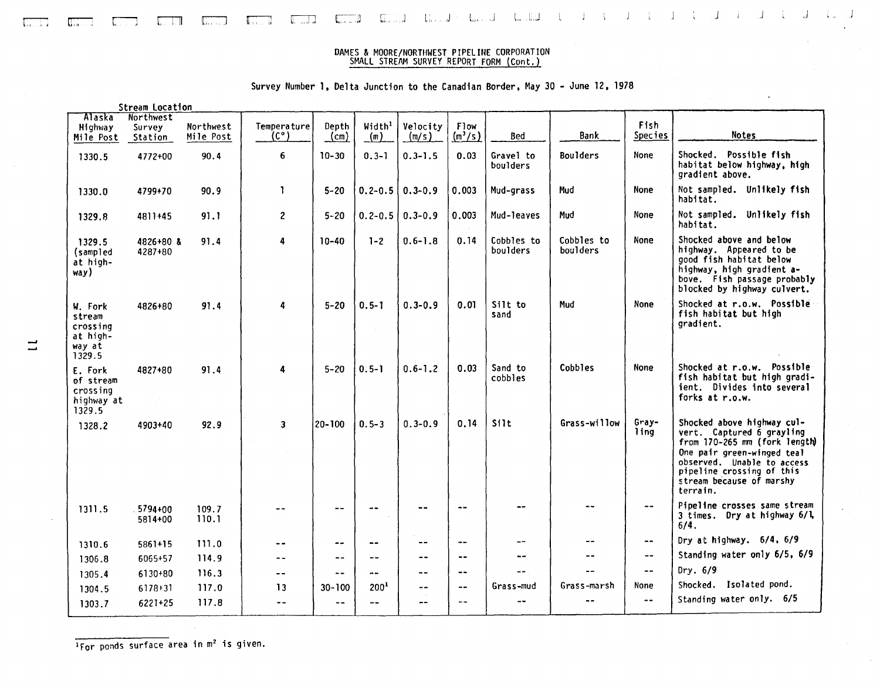DAMES & MOORE/NORTHWEST PIPELINE CORPORATION
SMALL STREAM SURVEY REPORT FORM (Cont.)

Survey Number 1, Delta Junction to the Canadian Border, May 30 - June 12, 1978

| Stream Location | | | | | | | | | | | |
|---|---|---|---|---|---|---|---|---|---|---|---|
| Alaska Highway Mile Post | Northwest Survey Station | Northwest Mile Post | Temperature (C°) | Depth (cm) | Width[1] (m) | Velocity (m/s) | Flow ($m^3/s$) | Bed | Bank | Fish Species | Notes |
| 1330.5 | 4772+00 | 90.4 | 6 | 10-30 | 0.3-1 | 0.3-1.5 | 0.03 | Gravel to boulders | Boulders | None | Shocked. Possible fish habitat below highway, high gradient above. |
| 1330.0 | 4799+70 | 90.9 | 1 | 5-20 | 0.2-0.5 | 0.3-0.9 | 0.003 | Mud-grass | Mud | None | Not sampled. Unlikely fish habitat. |
| 1329.8 | 4811+45 | 91.1 | 2 | 5-20 | 0.2-0.5 | 0.3-0.9 | 0.003 | Mud-leaves | Mud | None | Not sampled. Unlikely fish habitat. |
| 1329.5 (sampled at highway) | 4826+80 & 4287+80 | 91.4 | 4 | 10-40 | 1-2 | 0.6-1.8 | 0.14 | Cobbles to boulders | Cobbles to boulders | None | Shocked above and below highway. Appeared to be good fish habitat below highway, high gradient above. Fish passage probably blocked by highway culvert. |
| W. Fork stream crossing at highway at 1329.5 | 4826+80 | 91.4 | 4 | 5-20 | 0.5-1 | 0.3-0.9 | 0.01 | Silt to sand | Mud | None | Shocked at r.o.w. Possible fish habitat but high gradient. |
| E. Fork of stream crossing highway at 1329.5 | 4827+80 | 91.4 | 4 | 5-20 | 0.5-1 | 0.6-1.2 | 0.03 | Sand to cobbles | Cobbles | None | Shocked at r.o.w. Possible fish habitat but high gradiient. Divides into several forks at r.o.w. |
| 1328.2 | 4903+40 | 92.9 | 3 | 20-100 | 0.5-3 | 0.3-0.9 | 0.14 | Silt | Grass-willow | Grayling | Shocked above highway culvert. Captured 6 grayling from 170-265 mm (fork length) One pair green-winged teal observed. Unable to access pipeline crossing of this stream because of marshy terrain. |
| 1311.5 | 5794+00 5814+00 | 109.7 110.1 | -- | -- | -- | -- | -- | -- | -- | -- | Pipeline crosses same stream 3 times. Dry at highway 6/1, 6/4. |
| 1310.6 | 5861+15 | 111.0 | -- | -- | -- | -- | -- | -- | -- | -- | Dry at highway. 6/4, 6/9 |
| 1306.8 | 6065+57 | 114.9 | -- | -- | -- | -- | -- | -- | -- | -- | Standing water only 6/5, 6/9 |
| 1305.4 | 6130+80 | 116.3 | -- | -- | -- | -- | -- | -- | -- | -- | Dry. 6/9 |
| 1304.5 | 6178+31 | 117.0 | 13 | 30-100 | 200[1] | -- | -- | Grass-mud | Grass-marsh | None | Shocked. Isolated pond. |
| 1303.7 | 6221+25 | 117.8 | -- | -- | -- | -- | -- | -- | -- | -- | Standing water only. 6/5 |

[1]For ponds surface area in $m^2$ is given.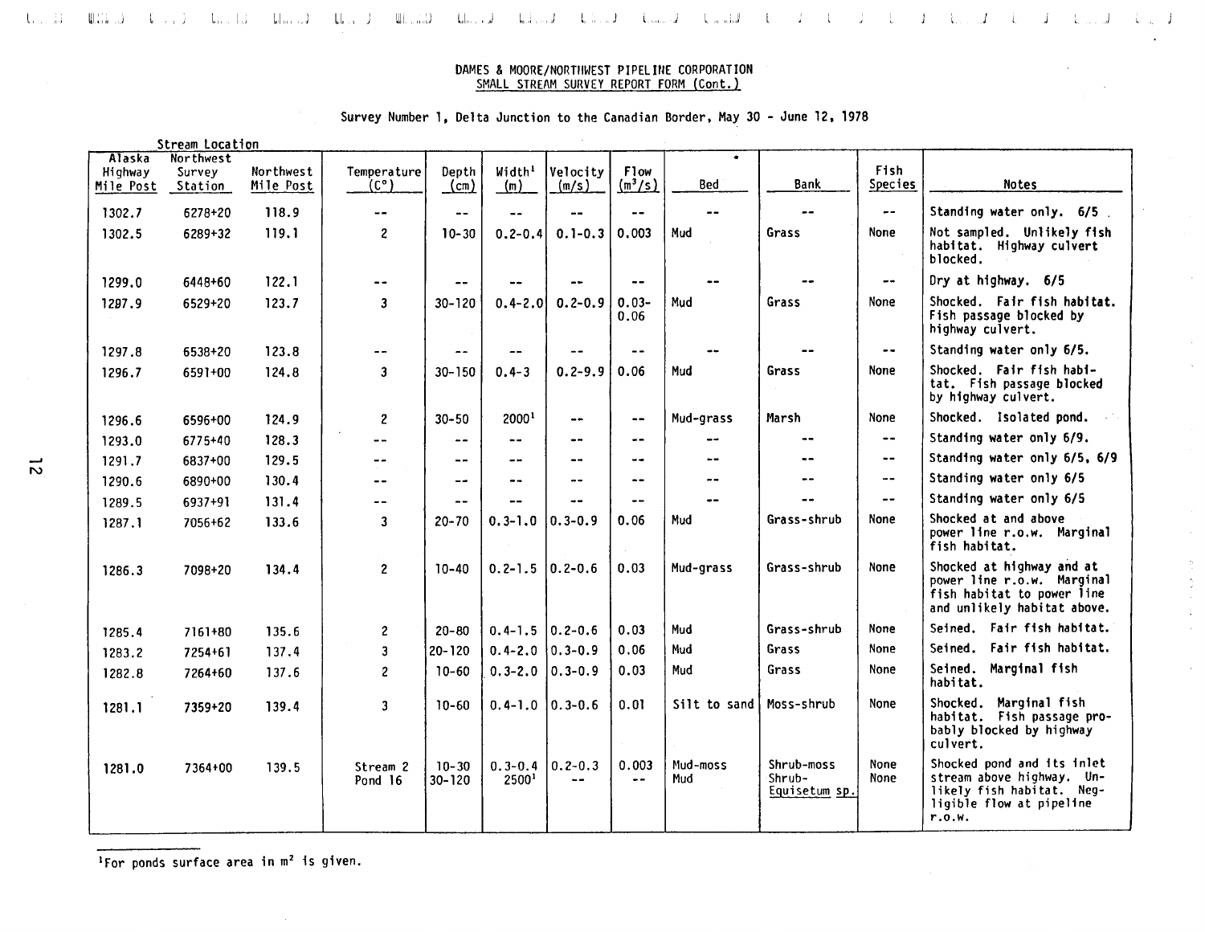DAMES & MOORE/NORTHWEST PIPELINE CORPORATION
SMALL STREAM SURVEY REPORT FORM (Cont.)

Survey Number 1, Delta Junction to the Canadian Border, May 30 - June 12, 1978

| Stream Location | | | | | | | | | | | |
|---|---|---|---|---|---|---|---|---|---|---|---|
| Alaska Highway Mile Post | Northwest Survey Station | Northwest Mile Post | Temperature (C°) | Depth (cm) | Width[1] (m) | Velocity (m/s) | Flow ($m^3/s$) | Bed | Bank | Fish Species | Notes |
| 1302.7 | 6278+20 | 118.9 | -- | -- | -- | -- | -- | -- | -- | -- | Standing water only. 6/5 |
| 1302.5 | 6289+32 | 119.1 | 2 | 10-30 | 0.2-0.4 | 0.1-0.3 | 0.003 | Mud | Grass | None | Not sampled. Unlikely fish habitat. Highway culvert blocked. |
| 1299.0 | 6448+60 | 122.1 | -- | -- | -- | -- | -- | -- | -- | -- | Dry at highway. 6/5 |
| 1297.9 | 6529+20 | 123.7 | 3 | 30-120 | 0.4-2.0 | 0.2-0.9 | 0.03-0.06 | Mud | Grass | None | Shocked. Fair fish habitat. Fish passage blocked by highway culvert. |
| 1297.8 | 6538+20 | 123.8 | -- | -- | -- | -- | -- | -- | -- | -- | Standing water only 6/5. |
| 1296.7 | 6591+00 | 124.8 | 3 | 30-150 | 0.4-3 | 0.2-9.9 | 0.06 | Mud | Grass | None | Shocked. Fair fish habitat. Fish passage blocked by highway culvert. |
| 1296.6 | 6596+00 | 124.9 | 2 | 30-50 | 2000[1] | -- | -- | Mud-grass | Marsh | None | Shocked. Isolated pond. |
| 1293.0 | 6775+40 | 128.3 | -- | -- | -- | -- | -- | -- | -- | -- | Standing water only 6/9. |
| 1291.7 | 6837+00 | 129.5 | -- | -- | -- | -- | -- | -- | -- | -- | Standing water only 6/5, 6/9 |
| 1290.6 | 6890+00 | 130.4 | -- | -- | -- | -- | -- | -- | -- | -- | Standing water only 6/5 |
| 1289.5 | 6937+91 | 131.4 | -- | -- | -- | -- | -- | -- | -- | -- | Standing water only 6/5 |
| 1287.1 | 7056+62 | 133.6 | 3 | 20-70 | 0.3-1.0 | 0.3-0.9 | 0.06 | Mud | Grass-shrub | None | Shocked at and above power line r.o.w. Marginal fish habitat. |
| 1286.3 | 7098+20 | 134.4 | 2 | 10-40 | 0.2-1.5 | 0.2-0.6 | 0.03 | Mud-grass | Grass-shrub | None | Shocked at highway and at power line r.o.w. Marginal fish habitat to power line and unlikely habitat above. |
| 1285.4 | 7161+80 | 135.6 | 2 | 20-80 | 0.4-1.5 | 0.2-0.6 | 0.03 | Mud | Grass-shrub | None | Seined. Fair fish habitat. |
| 1283.2 | 7254+61 | 137.4 | 3 | 20-120 | 0.4-2.0 | 0.3-0.9 | 0.06 | Mud | Grass | None | Seined. Fair fish habitat. |
| 1282.8 | 7264+60 | 137.6 | 2 | 10-60 | 0.3-2.0 | 0.3-0.9 | 0.03 | Mud | Grass | None | Seined. Marginal fish habitat. |
| 1281.1 | 7359+20 | 139.4 | 3 | 10-60 | 0.4-1.0 | 0.3-0.6 | 0.01 | Silt to sand | Moss-shrub | None | Shocked. Marginal fish habitat. Fish passage probably blocked by highway culvert. |
| 1281.0 | 7364+00 | 139.5 | Stream 2<br>Pond 16 | 10-30<br>30-120 | 0.3-0.4<br>2500[1] | 0.2-0.3<br>-- | 0.003<br>-- | Mud-moss<br>Mud | Shrub-moss<br>Shrub-*Equisetum* sp. | None<br>None | Shocked pond and its inlet stream above highway. Unlikely fish habitat. Negligible flow at pipeline r.o.w. |

[1]For ponds surface area in $m^2$ is given.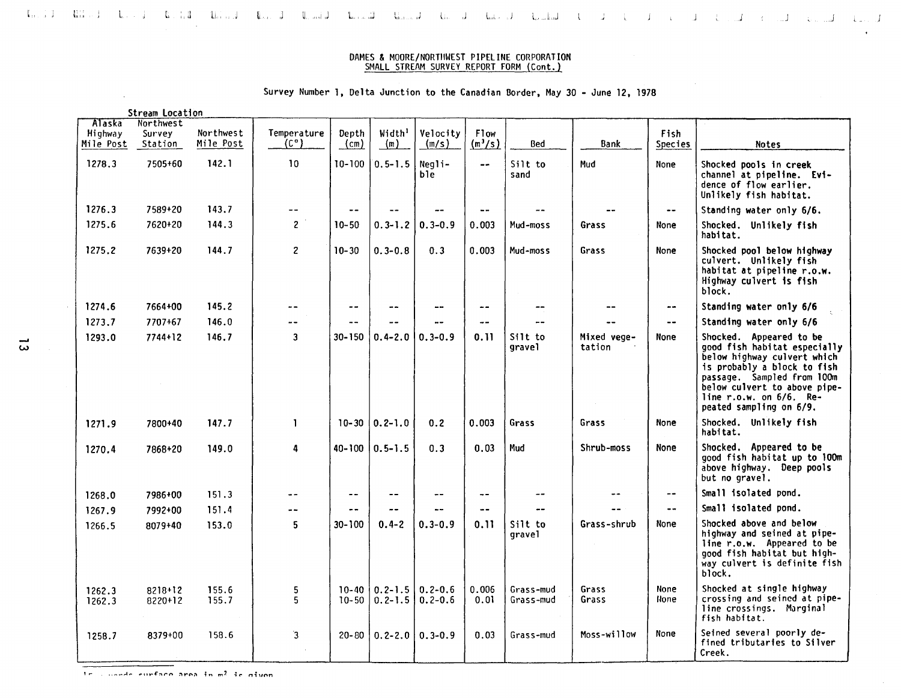DAMES & MOORE/NORTHWEST PIPELINE CORPORATION
SMALL STREAM SURVEY REPORT FORM (Cont.)

Survey Number 1, Delta Junction to the Canadian Border, May 30 - June 12, 1978

| Stream Location | | | | | | | | | | | |
|---|---|---|---|---|---|---|---|---|---|---|---|
| Alaska Highway Mile Post | Northwest Survey Station | Northwest Mile Post | Temperature (C°) | Depth (cm) | Width[1] (m) | Velocity (m/s) | Flow ($m^3/s$) | Bed | Bank | Fish Species | Notes |
| 1278.3 | 7505+60 | 142.1 | 10 | 10-100 | 0.5-1.5 | Negligible | -- | Silt to sand | Mud | None | Shocked pools in creek channel at pipeline. Evidence of flow earlier. Unlikely fish habitat. |
| 1276.3 | 7589+20 | 143.7 | -- | -- | -- | -- | -- | -- | -- | -- | Standing water only 6/6. |
| 1275.6 | 7620+20 | 144.3 | 2 | 10-50 | 0.3-1.2 | 0.3-0.9 | 0.003 | Mud-moss | Grass | None | Shocked. Unlikely fish habitat. |
| 1275.2 | 7639+20 | 144.7 | 2 | 10-30 | 0.3-0.8 | 0.3 | 0.003 | Mud-moss | Grass | None | Shocked pool below highway culvert. Unlikely fish habitat at pipeline r.o.w. Highway culvert is fish block. |
| 1274.6 | 7664+00 | 145.2 | -- | -- | -- | -- | -- | -- | -- | -- | Standing water only 6/6 |
| 1273.7 | 7707+67 | 146.0 | -- | -- | -- | -- | -- | -- | -- | -- | Standing water only 6/6 |
| 1293.0 | 7744+12 | 146.7 | 3 | 30-150 | 0.4-2.0 | 0.3-0.9 | 0.11 | Silt to gravel | Mixed vegetation | None | Shocked. Appeared to be good fish habitat especially below highway culvert which is probably a block to fish passage. Sampled from 100m below culvert to above pipeline r.o.w. on 6/6. Repeated sampling on 6/9. |
| 1271.9 | 7800+40 | 147.7 | 1 | 10-30 | 0.2-1.0 | 0.2 | 0.003 | Grass | Grass | None | Shocked. Unlikely fish habitat. |
| 1270.4 | 7868+20 | 149.0 | 4 | 40-100 | 0.5-1.5 | 0.3 | 0.03 | Mud | Shrub-moss | None | Shocked. Appeared to be good fish habitat up to 100m above highway. Deep pools but no gravel. |
| 1268.0 | 7986+00 | 151.3 | -- | -- | -- | -- | -- | -- | -- | -- | Small isolated pond. |
| 1267.9 | 7992+00 | 151.4 | -- | -- | -- | -- | -- | -- | -- | -- | Small isolated pond. |
| 1266.5 | 8079+40 | 153.0 | 5 | 30-100 | 0.4-2 | 0.3-0.9 | 0.11 | Silt to gravel | Grass-shrub | None | Shocked above and below highway and seined at pipeline r.o.w. Appeared to be good fish habitat but highway culvert is definite fish block. |
| 1262.3 | 8218+12 | 155.6 | 5 | 10-40 | 0.2-1.5 | 0.2-0.6 | 0.006 | Grass-mud | Grass | None | Shocked at single highway crossing and seined at pipeline crossings. Marginal fish habitat. |
| 1262.3 | 8220+12 | 155.7 | 5 | 10-50 | 0.2-1.5 | 0.2-0.6 | 0.01 | Grass-mud | Grass | None | |
| 1258.7 | 8379+00 | 158.6 | 3 | 20-80 | 0.2-2.0 | 0.3-0.9 | 0.03 | Grass-mud | Moss-willow | None | Seined several poorly defined tributaries to Silver Creek. |

[1] For ponds surface area in $m^2$ is given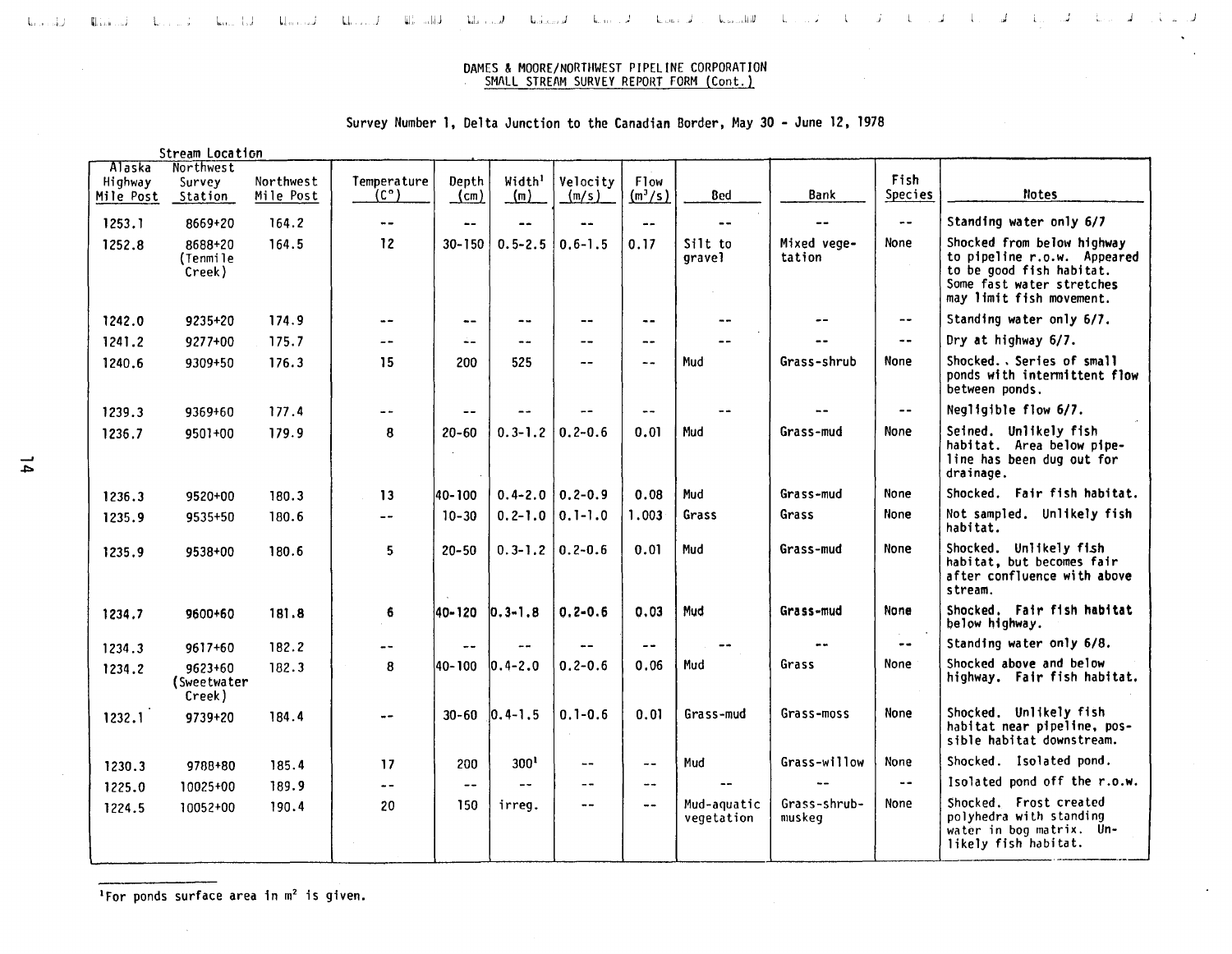DAMES & MOORE/NORTHWEST PIPELINE CORPORATION
SMALL STREAM SURVEY REPORT FORM (Cont.)

Survey Number 1, Delta Junction to the Canadian Border, May 30 - June 12, 1978

| Stream Location | | | | | | | | | | | |
|---|---|---|---|---|---|---|---|---|---|---|---|
| Alaska Highway Mile Post | Northwest Survey Station | Northwest Mile Post | Temperature (C°) | Depth (cm) | Width[1] (m) | Velocity (m/s) | Flow ($m^3/s$) | Bed | Bank | Fish Species | Notes |
| 1253.1 | 8669+20 | 164.2 | -- | -- | -- | -- | -- | -- | -- | -- | Standing water only 6/7 |
| 1252.8 | 8688+20 (Tenmile Creek) | 164.5 | 12 | 30-150 | 0.5-2.5 | 0.6-1.5 | 0.17 | Silt to gravel | Mixed vegetation | None | Shocked from below highway to pipeline r.o.w. Appeared to be good fish habitat. Some fast water stretches may limit fish movement. |
| 1242.0 | 9235+20 | 174.9 | -- | -- | -- | -- | -- | -- | -- | -- | Standing water only 6/7. |
| 1241.2 | 9277+00 | 175.7 | -- | -- | -- | -- | -- | -- | -- | -- | Dry at highway 6/7. |
| 1240.6 | 9309+50 | 176.3 | 15 | 200 | 525 | -- | -- | Mud | Grass-shrub | None | Shocked. Series of small ponds with intermittent flow between ponds. |
| 1239.3 | 9369+60 | 177.4 | -- | -- | -- | -- | -- | -- | -- | -- | Negligible flow 6/7. |
| 1236.7 | 9501+00 | 179.9 | 8 | 20-60 | 0.3-1.2 | 0.2-0.6 | 0.01 | Mud | Grass-mud | None | Seined. Unlikely fish habitat. Area below pipeline has been dug out for drainage. |
| 1236.3 | 9520+00 | 180.3 | 13 | 40-100 | 0.4-2.0 | 0.2-0.9 | 0.08 | Mud | Grass-mud | None | Shocked. Fair fish habitat. |
| 1235.9 | 9535+50 | 180.6 | -- | 10-30 | 0.2-1.0 | 0.1-1.0 | 1.003 | Grass | Grass | None | Not sampled. Unlikely fish habitat. |
| 1235.9 | 9538+00 | 180.6 | 5 | 20-50 | 0.3-1.2 | 0.2-0.6 | 0.01 | Mud | Grass-mud | None | Shocked. Unlikely fish habitat, but becomes fair after confluence with above stream. |
| 1234.7 | 9600+60 | 181.8 | 6 | 40-120 | 0.3-1.8 | 0.2-0.6 | 0.03 | Mud | Grass-mud | None | Shocked. Fair fish habitat below highway. |
| 1234.3 | 9617+60 | 182.2 | -- | -- | -- | -- | -- | -- | -- | -- | Standing water only 6/8. |
| 1234.2 | 9623+60 (Sweetwater Creek) | 182.3 | 8 | 40-100 | 0.4-2.0 | 0.2-0.6 | 0.06 | Mud | Grass | None | Shocked above and below highway. Fair fish habitat. |
| 1232.1 | 9739+20 | 184.4 | -- | 30-60 | 0.4-1.5 | 0.1-0.6 | 0.01 | Grass-mud | Grass-moss | None | Shocked. Unlikely fish habitat near pipeline, possible habitat downstream. |
| 1230.3 | 9788+80 | 185.4 | 17 | 200 | 300[1] | -- | -- | Mud | Grass-willow | None | Shocked. Isolated pond. |
| 1225.0 | 10025+00 | 189.9 | -- | -- | -- | -- | -- | -- | -- | -- | Isolated pond off the r.o.w. |
| 1224.5 | 10052+00 | 190.4 | 20 | 150 | irreg. | -- | -- | Mud-aquatic vegetation | Grass-shrub-muskeg | None | Shocked. Frost created polyhedra with standing water in bog matrix. Unlikely fish habitat. |

[1]For ponds surface area in $m^2$ is given.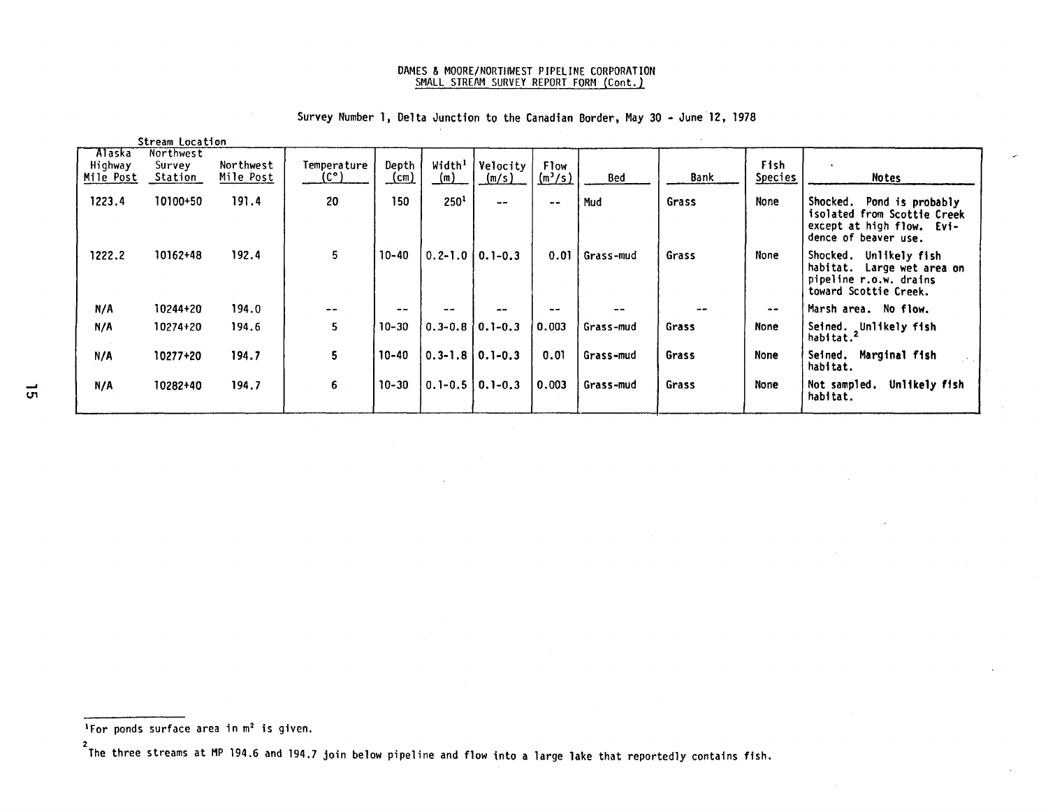DAMES & MOORE/NORTHWEST PIPELINE CORPORATION
SMALL STREAM SURVEY REPORT FORM (Cont.)

Survey Number 1, Delta Junction to the Canadian Border, May 30 - June 12, 1978

| Stream Location | | | | | | | | | | | |
|---|---|---|---|---|---|---|---|---|---|---|---|
| Alaska Highway Mile Post | Northwest Survey Station | Northwest Mile Post | Temperature (C°) | Depth (cm) | Width[1] (m) | Velocity (m/s) | Flow ($m^3/s$) | Bed | Bank | Fish Species | Notes |
| 1223.4 | 10100+50 | 191.4 | 20 | 150 | 250[1] | -- | -- | Mud | Grass | None | Shocked. Pond is probably isolated from Scottie Creek except at high flow. Evidence of beaver use. |
| 1222.2 | 10162+48 | 192.4 | 5 | 10-40 | 0.2-1.0 | 0.1-0.3 | 0.01 | Grass-mud | Grass | None | Shocked. Unlikely fish habitat. Large wet area on pipeline r.o.w. drains toward Scottie Creek. |
| N/A | 10244+20 | 194.0 | -- | -- | -- | -- | -- | -- | -- | -- | Marsh area. No flow. |
| N/A | 10274+20 | 194.6 | 5 | 10-30 | 0.3-0.8 | 0.1-0.3 | 0.003 | Grass-mud | Grass | None | Seined. Unlikely fish habitat.[2] |
| N/A | 10277+20 | 194.7 | 5 | 10-40 | 0.3-1.8 | 0.1-0.3 | 0.01 | Grass-mud | Grass | None | Seined. Marginal fish habitat. |
| N/A | 10282+40 | 194.7 | 6 | 10-30 | 0.1-0.5 | 0.1-0.3 | 0.003 | Grass-mud | Grass | None | Not sampled. Unlikely fish habitat. |

[1]For ponds surface area in $m^2$ is given.

[2]The three streams at MP 194.6 and 194.7 join below pipeline and flow into a large lake that reportedly contains fish.